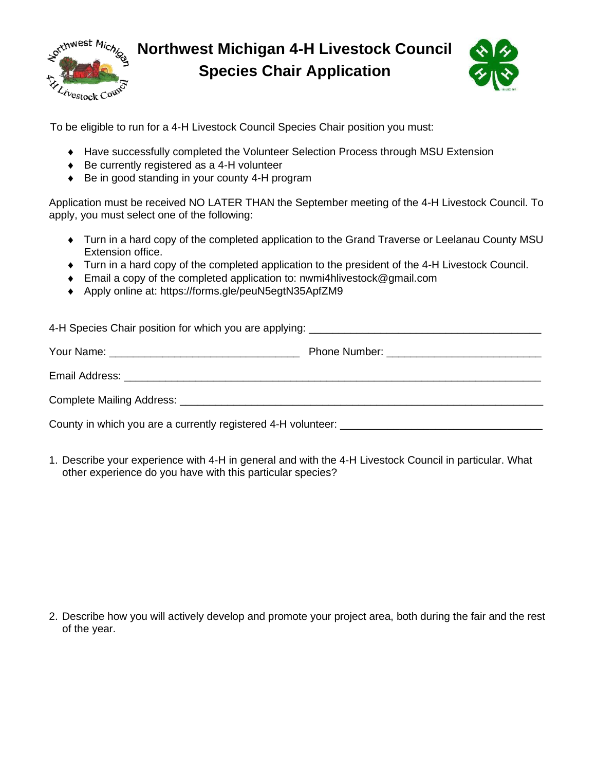# Northwest Michigan 4-H Livestock Council
## Species Chair Application

To be eligible to run for a 4-H Livestock Council Species Chair position you must:

- Have successfully completed the Volunteer Selection Process through MSU Extension
- Be currently registered as a 4-H volunteer
- Be in good standing in your county 4-H program

Application must be received NO LATER THAN the September meeting of the 4-H Livestock Council. To apply, you must select one of the following:

- Turn in a hard copy of the completed application to the Grand Traverse or Leelanau County MSU Extension office.
- Turn in a hard copy of the completed application to the president of the 4-H Livestock Council.
- Email a copy of the completed application to: nwmi4hlivestock@gmail.com
- Apply online at: https://forms.gle/peuN5egtN35ApfZM9

4-H Species Chair position for which you are applying: ______________________________________

Your Name: ______________________________ Phone Number: _______________________

Email Address: ______________________________________________________________

Complete Mailing Address: _____________________________________________________

County in which you are a currently registered 4-H volunteer: ______________________________

1. Describe your experience with 4-H in general and with the 4-H Livestock Council in particular. What other experience do you have with this particular species?

2. Describe how you will actively develop and promote your project area, both during the fair and the rest of the year.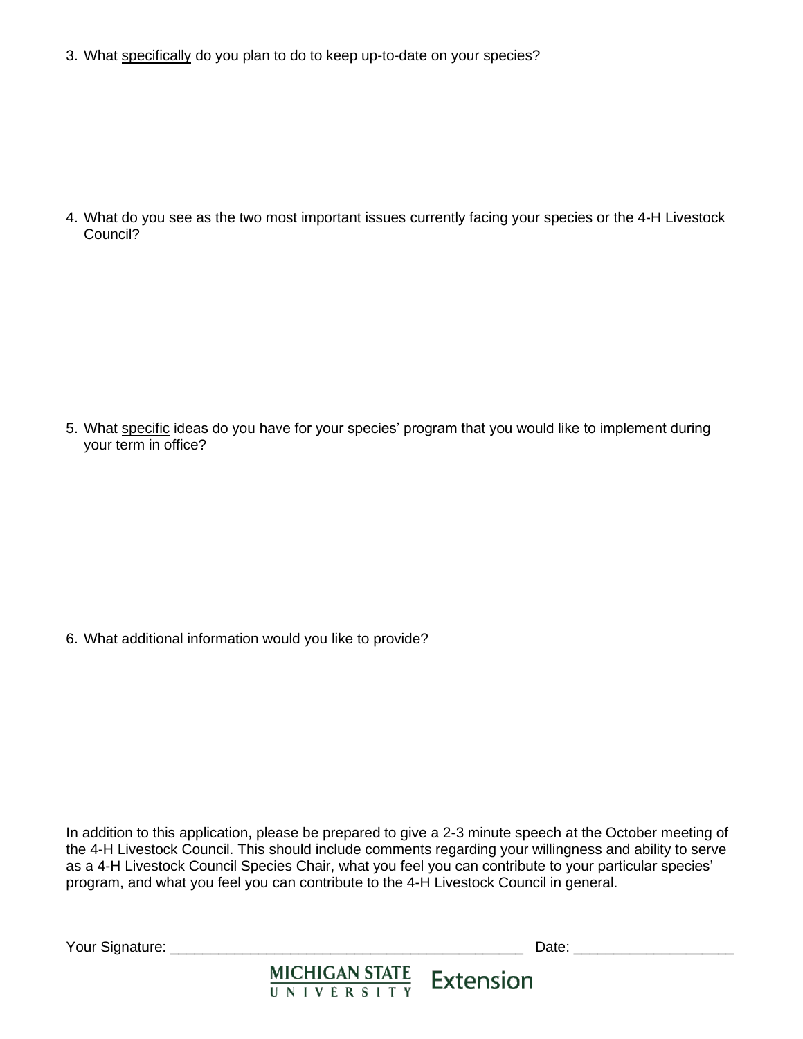3. What <u>specifically</u> do you plan to do to keep up-to-date on your species?

4. What do you see as the two most important issues currently facing your species or the 4-H Livestock Council?

5. What <u>specific</u> ideas do you have for your species' program that you would like to implement during your term in office?

6. What additional information would you like to provide?

In addition to this application, please be prepared to give a 2-3 minute speech at the October meeting of the 4-H Livestock Council. This should include comments regarding your willingness and ability to serve as a 4-H Livestock Council Species Chair, what you feel you can contribute to your particular species' program, and what you feel you can contribute to the 4-H Livestock Council in general.

Your Signature: _____________________________________________ Date: ___________________

MICHIGAN STATE UNIVERSITY | Extension